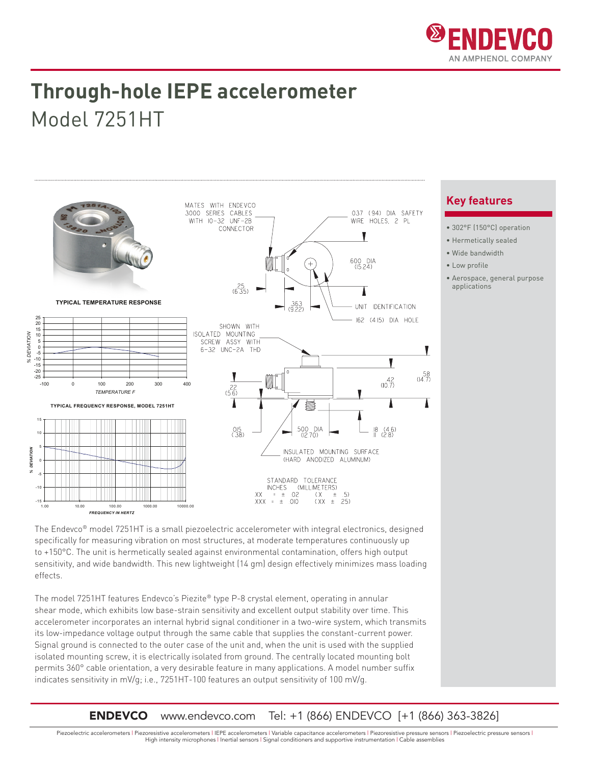# Through-hole IEPE accelerometer

## Model 7251HT

TYPICAL TEMPERATURE RESPONSE

TYPICAL FREQUENCY RESPONSE, MODEL 7251HT

MATES WITH ENDEVCO 3000 SERIES CABLES WITH 10-32 UNF-2B CONNECTOR

.037 (.94) DIA SAFETY WIRE HOLES, 2 PL

.600 DIA (15.24)

.25 (6.35)

.363 (9.22)

UNIT IDENTIFICATION

.162 (4.15) DIA HOLE

SHOWN WITH ISOLATED MOUNTING SCREW ASSY WITH 6-32 UNC-2A THD

.58 (14.7)

.42 (10.7)

.22 (5.6)

.015 (.38)

.500 DIA (12.70)

.18 (4.6)
.11 (2.8)

INSULATED MOUNTING SURFACE (HARD ANODIZED ALUMINUM)

STANDARD TOLERANCE
INCHES (MILLIMETERS)
.XX = ± .02 (.X ± .5)
.XXX = ± .010 (.XX ± .25)

## Key features

- 302°F [150°C] operation
- Hermetically sealed
- Wide bandwidth
- Low profile
- Aerospace, general purpose applications

The Endevco® model 7251HT is a small piezoelectric accelerometer with integral electronics, designed specifically for measuring vibration on most structures, at moderate temperatures continuously up to +150°C. The unit is hermetically sealed against environmental contamination, offers high output sensitivity, and wide bandwidth. This new lightweight (14 gm) design effectively minimizes mass loading effects.

The model 7251HT features Endevco's Piezite® type P-8 crystal element, operating in annular shear mode, which exhibits low base-strain sensitivity and excellent output stability over time. This accelerometer incorporates an internal hybrid signal conditioner in a two-wire system, which transmits its low-impedance voltage output through the same cable that supplies the constant-current power. Signal ground is connected to the outer case of the unit and, when the unit is used with the supplied isolated mounting screw, it is electrically isolated from ground. The centrally located mounting bolt permits 360° cable orientation, a very desirable feature in many applications. A model number suffix indicates sensitivity in mV/g; i.e., 7251HT-100 features an output sensitivity of 100 mV/g.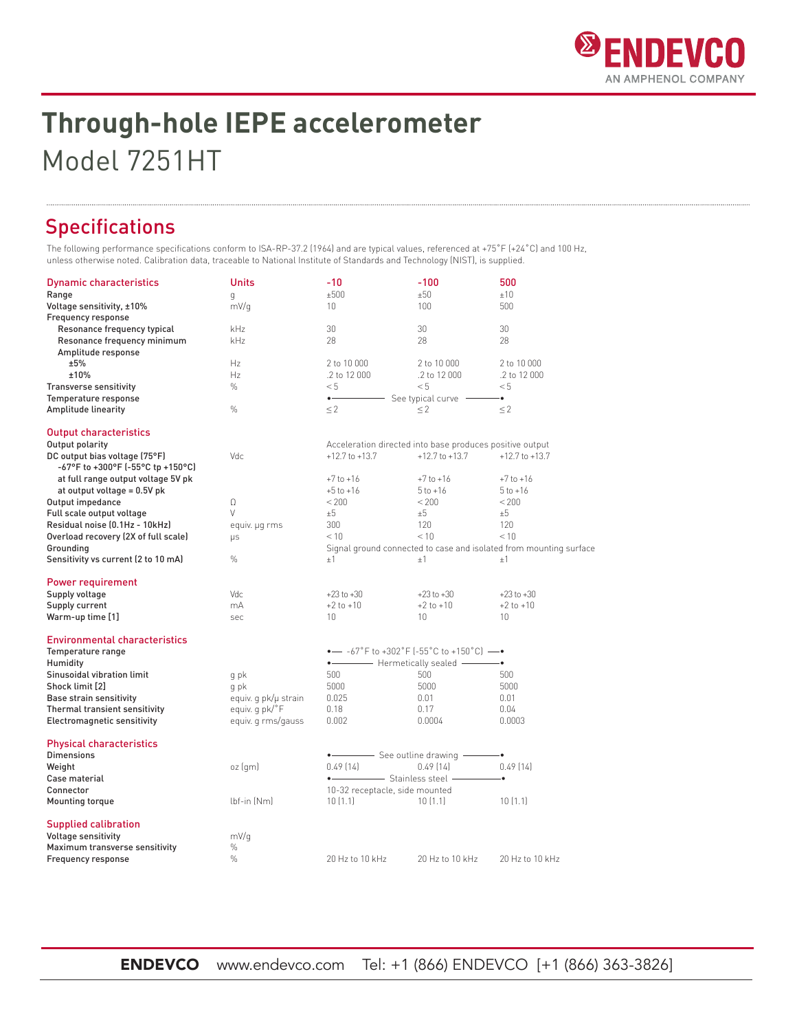# Through-hole IEPE accelerometer

Model 7251HT

## Specifications

The following performance specifications conform to ISA-RP-37.2 (1964) and are typical values, referenced at +75˚F (+24˚C) and 100 Hz, unless otherwise noted. Calibration data, traceable to National Institute of Standards and Technology (NIST), is supplied.

| Dynamic characteristics | Units | -10 | -100 | 500 |
|---|---|---|---|---|
| Range | g | ±500 | ±50 | ±10 |
| Voltage sensitivity, ±10% | mV/g | 10 | 100 | 500 |
| Frequency response | | | | |
| Resonance frequency typical | kHz | 30 | 30 | 30 |
| Resonance frequency minimum | kHz | 28 | 28 | 28 |
| Amplitude response | | | | |
| ±5% | Hz | 2 to 10 000 | 2 to 10 000 | 2 to 10 000 |
| ±10% | Hz | .2 to 12 000 | .2 to 12 000 | .2 to 12 000 |
| Transverse sensitivity | % | < 5 | < 5 | < 5 |
| Temperature response | | See typical curve | | |
| Amplitude linearity | % | ≤ 2 | ≤ 2 | ≤ 2 |
| **Output characteristics** | | | | |
| Output polarity | | Acceleration directed into base produces positive output | | |
| DC output bias voltage (75°F) | Vdc | +12.7 to +13.7 | +12.7 to +13.7 | +12.7 to +13.7 |
| -67°F to +300°F (-55°C tp +150°C) | | | | |
| at full range output voltage 5V pk | | +7 to +16 | +7 to +16 | +7 to +16 |
| at output voltage = 0.5V pk | | +5 to +16 | 5 to +16 | 5 to +16 |
| Output impedance | Ω | < 200 | < 200 | < 200 |
| Full scale output voltage | V | ±5 | ±5 | ±5 |
| Residual noise (0.1Hz - 10kHz) | equiv. µg rms | 300 | 120 | 120 |
| Overload recovery (2X of full scale) | µs | < 10 | < 10 | < 10 |
| Grounding | | Signal ground connected to case and isolated from mounting surface | | |
| Sensitivity vs current (2 to 10 mA) | % | ±1 | ±1 | ±1 |
| **Power requirement** | | | | |
| Supply voltage | Vdc | +23 to +30 | +23 to +30 | +23 to +30 |
| Supply current | mA | +2 to +10 | +2 to +10 | +2 to +10 |
| Warm-up time [1] | sec | 10 | 10 | 10 |
| **Environmental characteristics** | | | | |
| Temperature range | | -67˚F to +302˚F (-55˚C to +150˚C) | | |
| Humidity | | Hermetically sealed | | |
| Sinusoidal vibration limit | g pk | 500 | 500 | 500 |
| Shock limit [2] | g pk | 5000 | 5000 | 5000 |
| Base strain sensitivity | equiv. g pk/µ strain | 0.025 | 0.01 | 0.01 |
| Thermal transient sensitivity | equiv. g pk/˚F | 0.18 | 0.17 | 0.04 |
| Electromagnetic sensitivity | equiv. g rms/gauss | 0.002 | 0.0004 | 0.0003 |
| **Physical characteristics** | | | | |
| Dimensions | | See outline drawing | | |
| Weight | oz (gm) | 0.49 (14) | 0.49 (14) | 0.49 (14) |
| Case material | | Stainless steel | | |
| Connector | | 10-32 receptacle, side mounted | | |
| Mounting torque | lbf-in (Nm) | 10 (1.1) | 10 (1.1) | 10 (1.1) |
| **Supplied calibration** | | | | |
| Voltage sensitivity | mV/g | | | |
| Maximum transverse sensitivity | % | | | |
| Frequency response | % | 20 Hz to 10 kHz | 20 Hz to 10 kHz | 20 Hz to 10 kHz |

**ENDEVCO** www.endevco.com Tel: +1 (866) ENDEVCO [+1 (866) 363-3826]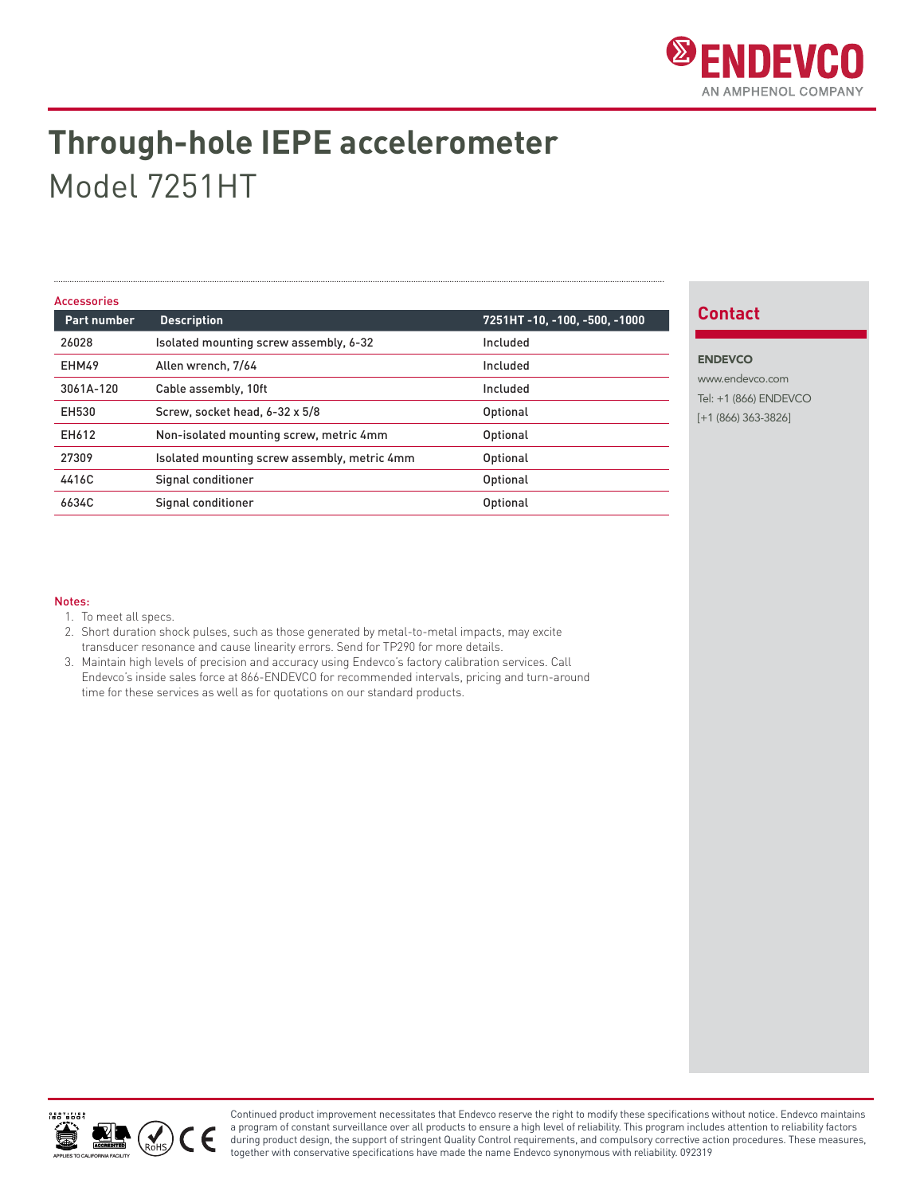# Through-hole IEPE accelerometer

Model 7251HT

### Accessories

| Part number | Description | 7251HT -10, -100, -500, -1000 |
|---|---|---|
| 26028 | Isolated mounting screw assembly, 6-32 | Included |
| EHM49 | Allen wrench, 7/64 | Included |
| 3061A-120 | Cable assembly, 10ft | Included |
| EH530 | Screw, socket head, 6-32 x 5/8 | Optional |
| EH612 | Non-isolated mounting screw, metric 4mm | Optional |
| 27309 | Isolated mounting screw assembly, metric 4mm | Optional |
| 4416C | Signal conditioner | Optional |
| 6634C | Signal conditioner | Optional |

### Notes:

1. To meet all specs.
2. Short duration shock pulses, such as those generated by metal-to-metal impacts, may excite transducer resonance and cause linearity errors. Send for TP290 for more details.
3. Maintain high levels of precision and accuracy using Endevco's factory calibration services. Call Endevco's inside sales force at 866-ENDEVCO for recommended intervals, pricing and turn-around time for these services as well as for quotations on our standard products.

## Contact

**ENDEVCO**

www.endevco.com

Tel: +1 (866) ENDEVCO

[+1 (866) 363-3826]

Continued product improvement necessitates that Endevco reserve the right to modify these specifications without notice. Endevco maintains a program of constant surveillance over all products to ensure a high level of reliability. This program includes attention to reliability factors during product design, the support of stringent Quality Control requirements, and compulsory corrective action procedures. These measures, together with conservative specifications have made the name Endevco synonymous with reliability. 092319